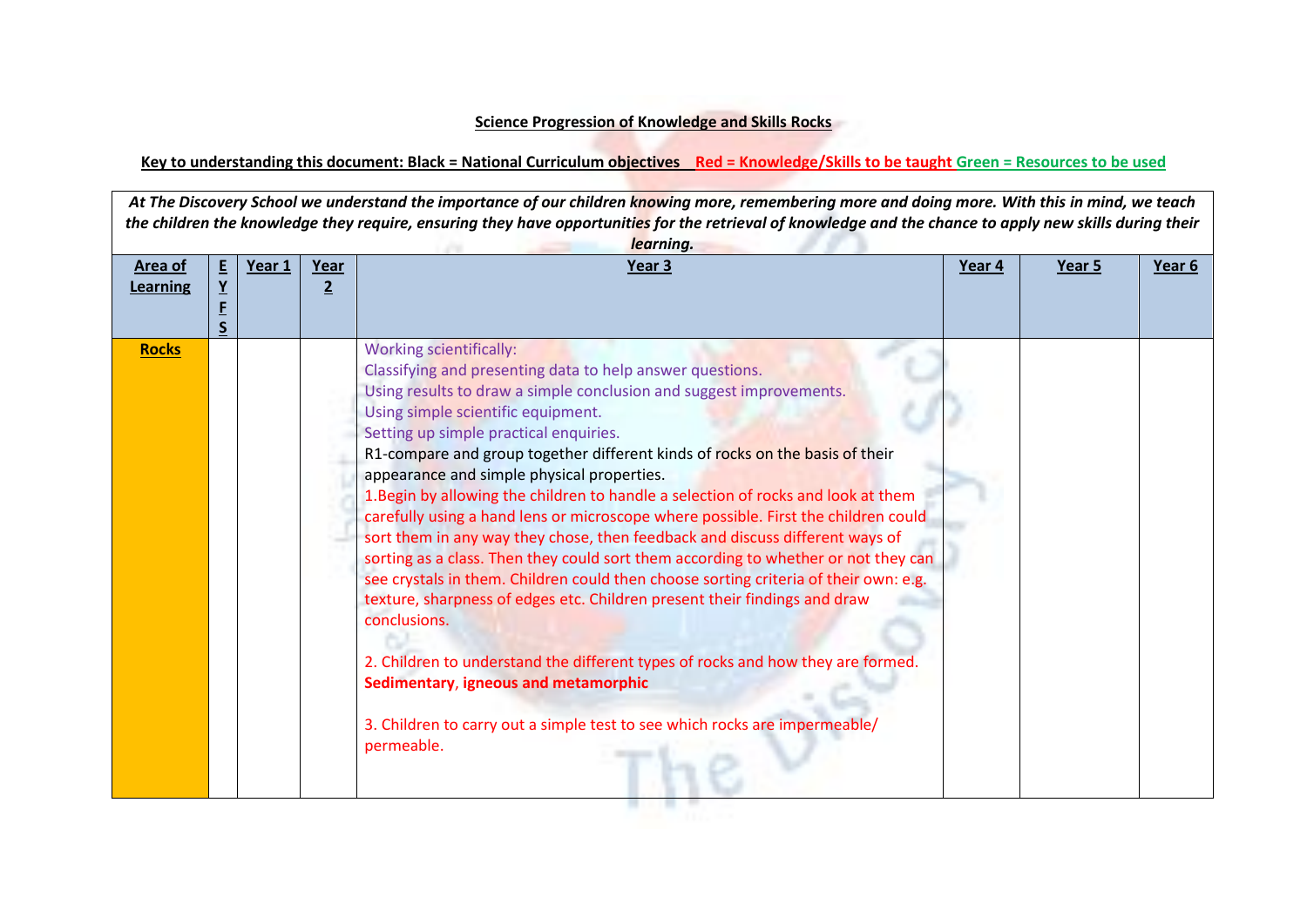**Science Progression of Knowledge and Skills Rocks**

**Key to understanding this document: Black = National Curriculum objectives Red = Knowledge/Skills to be taught Green = Resources to be used**

| *At The Discovery School we understand the importance of our children knowing more, remembering more and doing more. With this in mind, we teach the children the knowledge they require, ensuring they have opportunities for the retrieval of knowledge and the chance to apply new skills during their learning.* | | | | | | | |
|---|---|---|---|---|---|---|---|
| **Area of Learning** | **EYFS** | **Year 1** | **Year 2** | **Year 3** | **Year 4** | **Year 5** | **Year 6** |
| **Rocks** | | | | Working scientifically:<br>Classifying and presenting data to help answer questions.<br>Using results to draw a simple conclusion and suggest improvements.<br>Using simple scientific equipment.<br>Setting up simple practical enquiries.<br>R1-compare and group together different kinds of rocks on the basis of their appearance and simple physical properties.<br>1.Begin by allowing the children to handle a selection of rocks and look at them carefully using a hand lens or microscope where possible. First the children could sort them in any way they chose, then feedback and discuss different ways of sorting as a class. Then they could sort them according to whether or not they can see crystals in them. Children could then choose sorting criteria of their own: e.g. texture, sharpness of edges etc. Children present their findings and draw conclusions.<br><br>2. Children to understand the different types of rocks and how they are formed. **Sedimentary**, **igneous and metamorphic**<br><br>3. Children to carry out a simple test to see which rocks are impermeable/ permeable. | | | |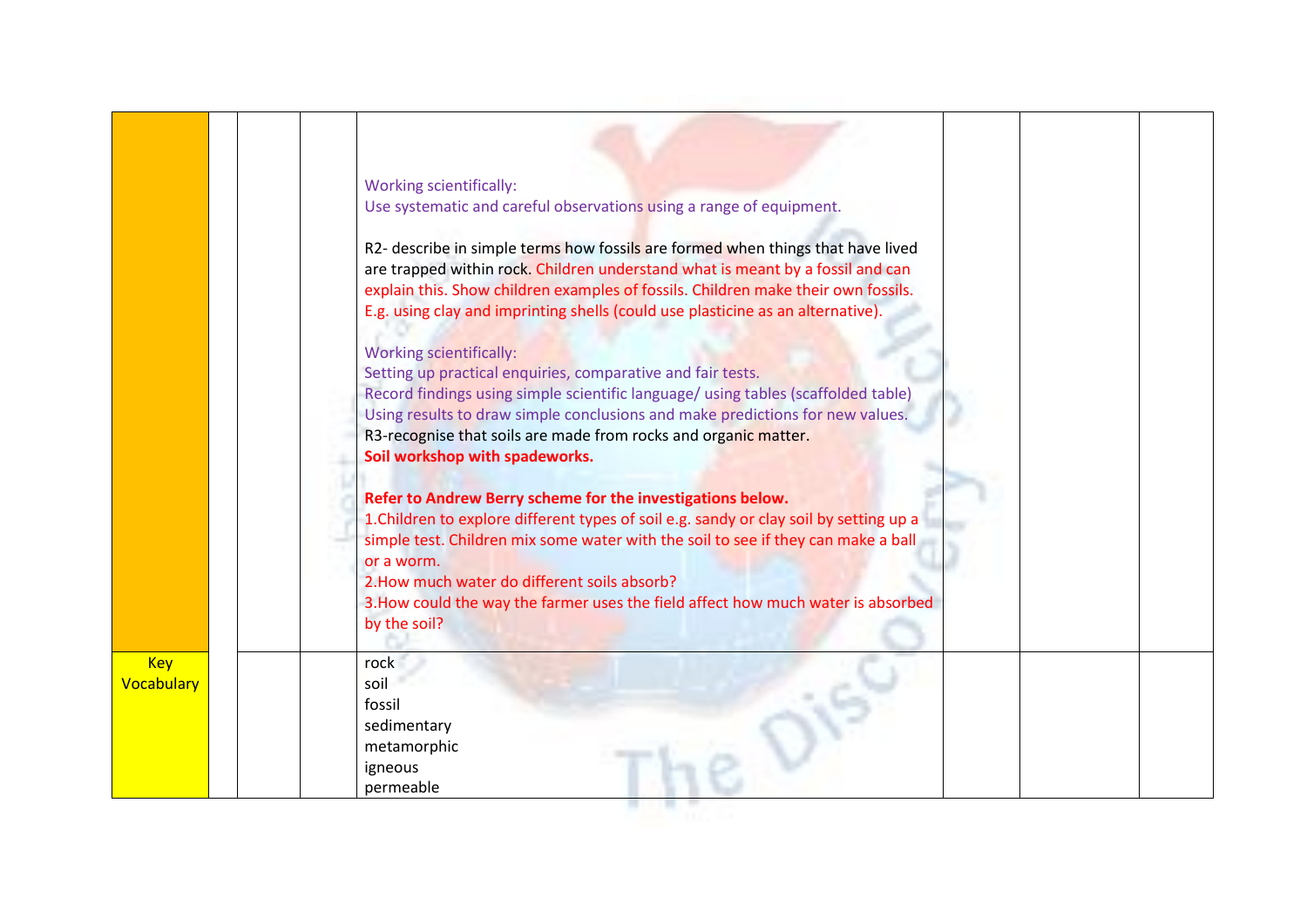| | | | | | | | |
|---|---|---|---|---|---|---|---|
| | | | | Working scientifically:<br>Use systematic and careful observations using a range of equipment.<br><br>R2- describe in simple terms how fossils are formed when things that have lived are trapped within rock. Children understand what is meant by a fossil and can explain this. Show children examples of fossils. Children make their own fossils. E.g. using clay and imprinting shells (could use plasticine as an alternative).<br><br>Working scientifically:<br>Setting up practical enquiries, comparative and fair tests.<br>Record findings using simple scientific language/ using tables (scaffolded table)<br>Using results to draw simple conclusions and make predictions for new values.<br>R3-recognise that soils are made from rocks and organic matter.<br>**Soil workshop with spadeworks.**<br><br>**Refer to Andrew Berry scheme for the investigations below.**<br>1.Children to explore different types of soil e.g. sandy or clay soil by setting up a simple test. Children mix some water with the soil to see if they can make a ball or a worm.<br>2.How much water do different soils absorb?<br>3.How could the way the farmer uses the field affect how much water is absorbed by the soil? | | | |
| Key Vocabulary | | | | rock<br>soil<br>fossil<br>sedimentary<br>metamorphic<br>igneous<br>permeable | | | |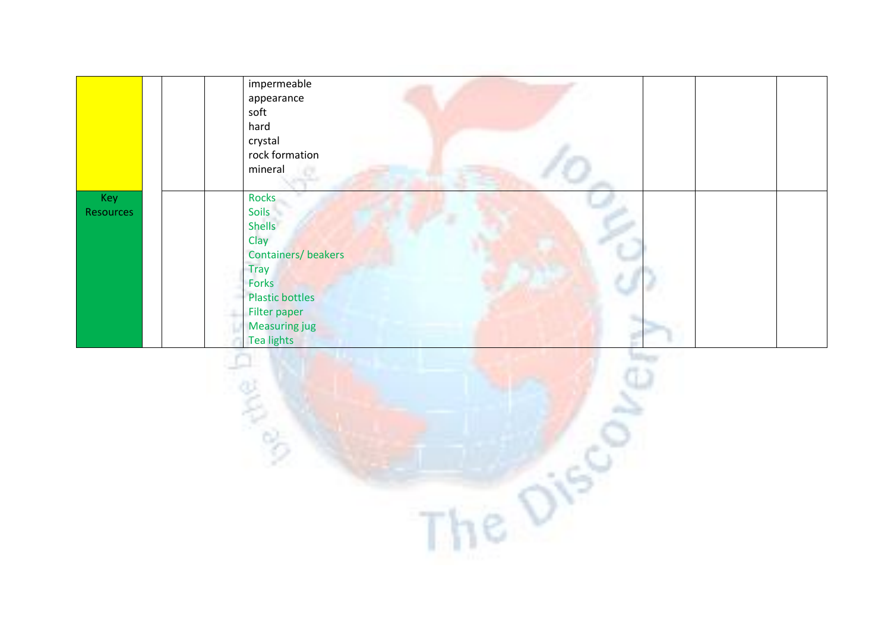| | | | | | | | |
|---|---|---|---|---|---|---|---|
| | | | | impermeable<br>appearance<br>soft<br>hard<br>crystal<br>rock formation<br>mineral | | | |
| Key Resources | | | | Rocks<br>Soils<br>Shells<br>Clay<br>Containers/ beakers<br>Tray<br>Forks<br>Plastic bottles<br>Filter paper<br>Measuring jug<br>Tea lights | | | |